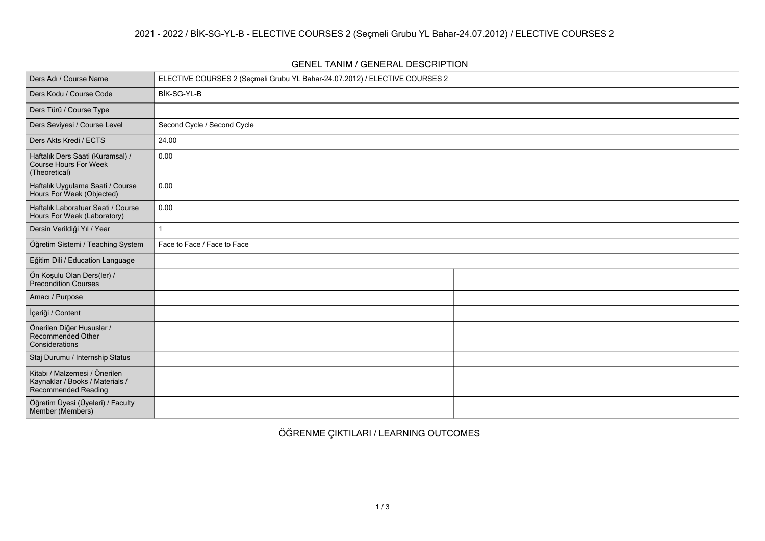# 2021 - 2022 / BİK-SG-YL-B - ELECTIVE COURSES 2 (Seçmeli Grubu YL Bahar-24.07.2012) / ELECTIVE COURSES 2

## GENEL TANIM / GENERAL DESCRIPTION

| | | |
|---|---|---|
| Ders Adı / Course Name | ELECTIVE COURSES 2 (Seçmeli Grubu YL Bahar-24.07.2012) / ELECTIVE COURSES 2 | |
| Ders Kodu / Course Code | BİK-SG-YL-B | |
| Ders Türü / Course Type | | |
| Ders Seviyesi / Course Level | Second Cycle / Second Cycle | |
| Ders Akts Kredi / ECTS | 24.00 | |
| Haftalık Ders Saati (Kuramsal) / Course Hours For Week (Theoretical) | 0.00 | |
| Haftalık Uygulama Saati / Course Hours For Week (Objected) | 0.00 | |
| Haftalık Laboratuar Saati / Course Hours For Week (Laboratory) | 0.00 | |
| Dersin Verildiği Yıl / Year | 1 | |
| Öğretim Sistemi / Teaching System | Face to Face / Face to Face | |
| Eğitim Dili / Education Language | | |
| Ön Koşulu Olan Ders(ler) / Precondition Courses | | |
| Amacı / Purpose | | |
| İçeriği / Content | | |
| Önerilen Diğer Hususlar / Recommended Other Considerations | | |
| Staj Durumu / Internship Status | | |
| Kitabı / Malzemesi / Önerilen Kaynaklar / Books / Materials / Recommended Reading | | |
| Öğretim Üyesi (Üyeleri) / Faculty Member (Members) | | |

## ÖĞRENME ÇIKTILARI / LEARNING OUTCOMES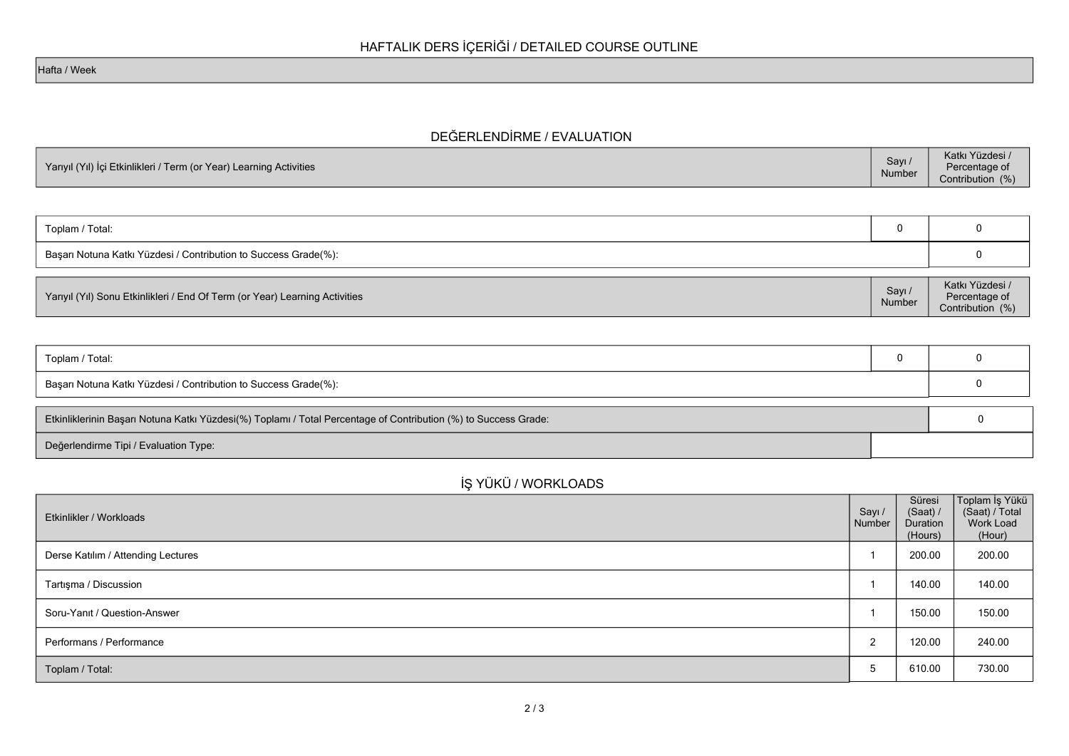## HAFTALIK DERS İÇERİĞİ / DETAILED COURSE OUTLINE

| Hafta / Week |
| --- |

## DEĞERLENDİRME / EVALUATION

| Yarıyıl (Yıl) İçi Etkinlikleri / Term (or Year) Learning Activities | Sayı / Number | Katkı Yüzdesi / Percentage of Contribution (%) |
| --- | --- | --- |
| Toplam / Total: | 0 | 0 |
| Başarı Notuna Katkı Yüzdesi / Contribution to Success Grade(%): | | 0 |

| Yarıyıl (Yıl) Sonu Etkinlikleri / End Of Term (or Year) Learning Activities | Sayı / Number | Katkı Yüzdesi / Percentage of Contribution (%) |
| --- | --- | --- |
| Toplam / Total: | 0 | 0 |
| Başarı Notuna Katkı Yüzdesi / Contribution to Success Grade(%): | | 0 |

| Etkinliklerinin Başarı Notuna Katkı Yüzdesi(%) Toplamı / Total Percentage of Contribution (%) to Success Grade: | 0 |
| --- | --- |
| Değerlendirme Tipi / Evaluation Type: | |

## İŞ YÜKÜ / WORKLOADS

| Etkinlikler / Workloads | Sayı / Number | Süresi (Saat) / Duration (Hours) | Toplam İş Yükü (Saat) / Total Work Load (Hour) |
| --- | --- | --- | --- |
| Derse Katılım / Attending Lectures | 1 | 200.00 | 200.00 |
| Tartışma / Discussion | 1 | 140.00 | 140.00 |
| Soru-Yanıt / Question-Answer | 1 | 150.00 | 150.00 |
| Performans / Performance | 2 | 120.00 | 240.00 |
| Toplam / Total: | 5 | 610.00 | 730.00 |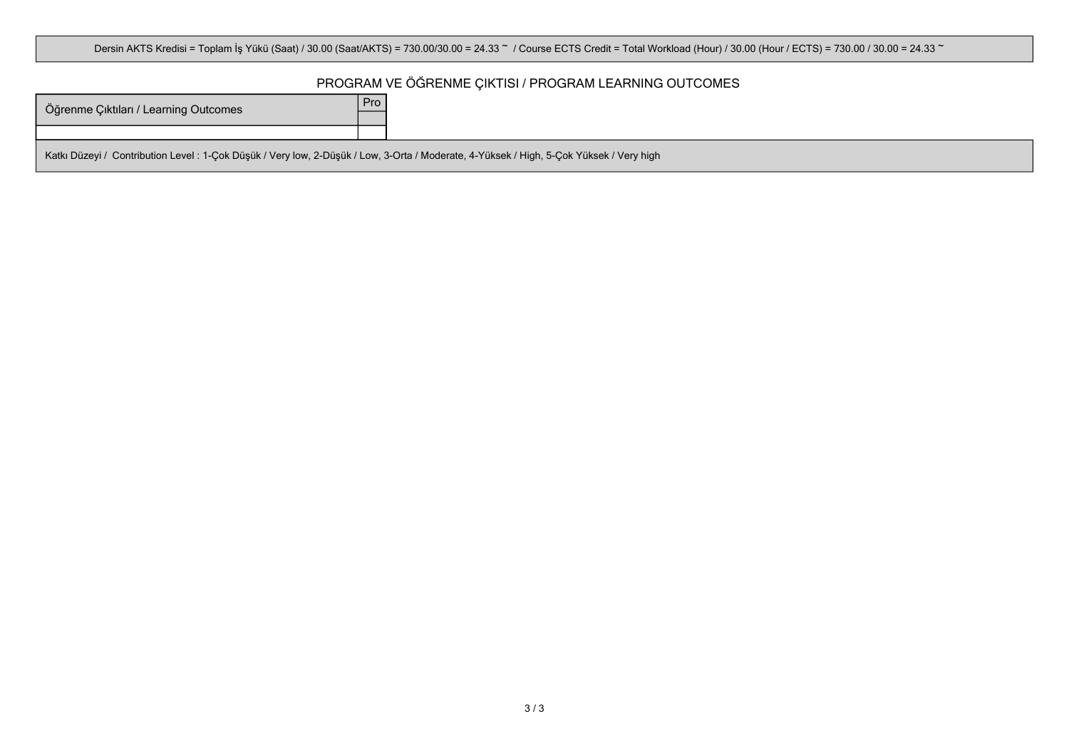Dersin AKTS Kredisi = Toplam İş Yükü (Saat) / 30.00 (Saat/AKTS) = 730.00/30.00 = 24.33 ~ / Course ECTS Credit = Total Workload (Hour) / 30.00 (Hour / ECTS) = 730.00 / 30.00 = 24.33 ~

## PROGRAM VE ÖĞRENME ÇIKTISI / PROGRAM LEARNING OUTCOMES

| Öğrenme Çıktıları / Learning Outcomes | Pro |
|---|---|
| | |
| | |

Katkı Düzeyi / Contribution Level : 1-Çok Düşük / Very low, 2-Düşük / Low, 3-Orta / Moderate, 4-Yüksek / High, 5-Çok Yüksek / Very high